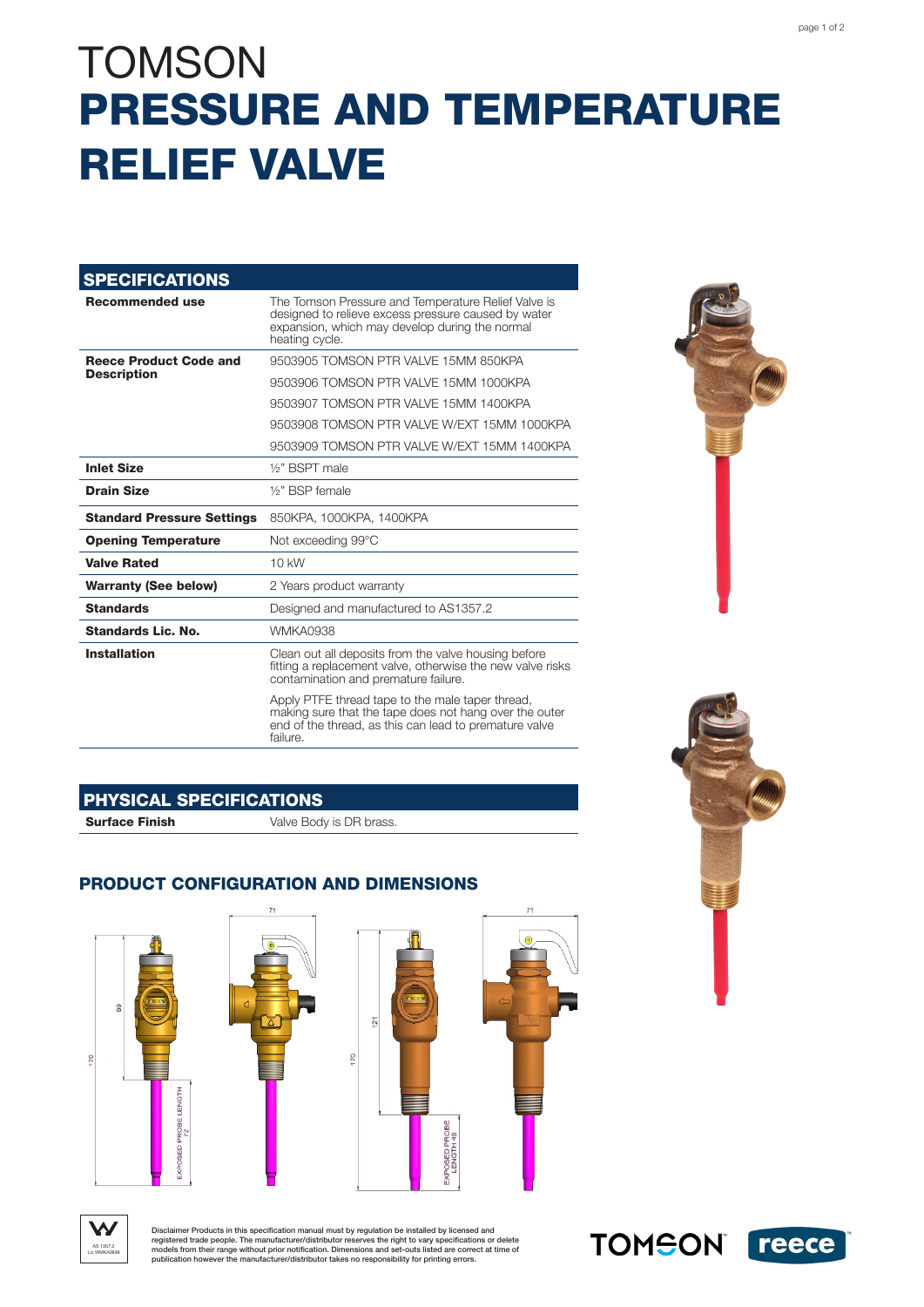# TOMSON
# PRESSURE AND TEMPERATURE RELIEF VALVE

## SPECIFICATIONS

| | |
|---|---|
| **Recommended use** | The Tomson Pressure and Temperature Relief Valve is designed to relieve excess pressure caused by water expansion, which may develop during the normal heating cycle. |
| **Reece Product Code and Description** | 9503905 TOMSON PTR VALVE 15MM 850KPA |
| | 9503906 TOMSON PTR VALVE 15MM 1000KPA |
| | 9503907 TOMSON PTR VALVE 15MM 1400KPA |
| | 9503908 TOMSON PTR VALVE W/EXT 15MM 1000KPA |
| | 9503909 TOMSON PTR VALVE W/EXT 15MM 1400KPA |
| **Inlet Size** | ½" BSPT male |
| **Drain Size** | ½" BSP female |
| **Standard Pressure Settings** | 850KPA, 1000KPA, 1400KPA |
| **Opening Temperature** | Not exceeding 99°C |
| **Valve Rated** | 10 kW |
| **Warranty (See below)** | 2 Years product warranty |
| **Standards** | Designed and manufactured to AS1357.2 |
| **Standards Lic. No.** | WMKA0938 |
| **Installation** | Clean out all deposits from the valve housing before fitting a replacement valve, otherwise the new valve risks contamination and premature failure. |
| | Apply PTFE thread tape to the male taper thread, making sure that the tape does not hang over the outer end of the thread, as this can lead to premature valve failure. |

## PHYSICAL SPECIFICATIONS

| | |
|---|---|
| **Surface Finish** | Valve Body is DR brass. |

## PRODUCT CONFIGURATION AND DIMENSIONS

Dimensions: 170, 99, 71, EXPOSED PROBE LENGTH 72; 170, 121, 71, EXPOSED PROBE LENGTH 49

AS 1357.2 Lic WMKA0938

Disclaimer Products in this specification manual must by regulation be installed by licensed and registered trade people. The manufacturer/distributor reserves the right to vary specifications or delete models from their range without prior notification. Dimensions and set-outs listed are correct at time of publication however the manufacturer/distributor takes no responsibility for printing errors.

TOMSON reece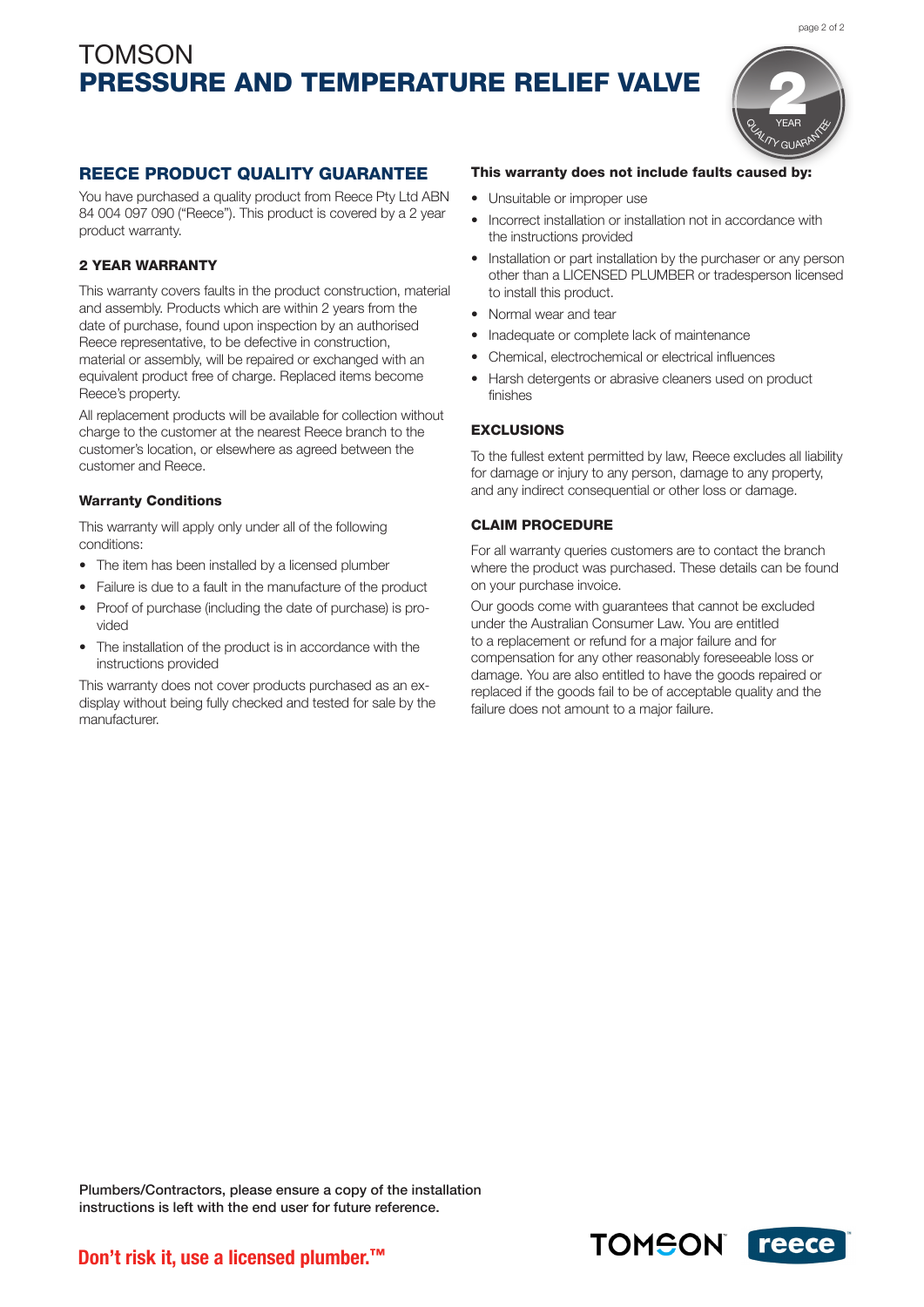# TOMSON
# PRESSURE AND TEMPERATURE RELIEF VALVE

2 YEAR QUALITY GUARANTEE

## REECE PRODUCT QUALITY GUARANTEE

You have purchased a quality product from Reece Pty Ltd ABN 84 004 097 090 ("Reece"). This product is covered by a 2 year product warranty.

### 2 YEAR WARRANTY

This warranty covers faults in the product construction, material and assembly. Products which are within 2 years from the date of purchase, found upon inspection by an authorised Reece representative, to be defective in construction, material or assembly, will be repaired or exchanged with an equivalent product free of charge. Replaced items become Reece's property.

All replacement products will be available for collection without charge to the customer at the nearest Reece branch to the customer's location, or elsewhere as agreed between the customer and Reece.

#### Warranty Conditions

This warranty will apply only under all of the following conditions:

- The item has been installed by a licensed plumber
- Failure is due to a fault in the manufacture of the product
- Proof of purchase (including the date of purchase) is provided
- The installation of the product is in accordance with the instructions provided

This warranty does not cover products purchased as an ex-display without being fully checked and tested for sale by the manufacturer.

**This warranty does not include faults caused by:**

- Unsuitable or improper use
- Incorrect installation or installation not in accordance with the instructions provided
- Installation or part installation by the purchaser or any person other than a LICENSED PLUMBER or tradesperson licensed to install this product.
- Normal wear and tear
- Inadequate or complete lack of maintenance
- Chemical, electrochemical or electrical influences
- Harsh detergents or abrasive cleaners used on product finishes

### EXCLUSIONS

To the fullest extent permitted by law, Reece excludes all liability for damage or injury to any person, damage to any property, and any indirect consequential or other loss or damage.

### CLAIM PROCEDURE

For all warranty queries customers are to contact the branch where the product was purchased. These details can be found on your purchase invoice.

Our goods come with guarantees that cannot be excluded under the Australian Consumer Law. You are entitled to a replacement or refund for a major failure and for compensation for any other reasonably foreseeable loss or damage. You are also entitled to have the goods repaired or replaced if the goods fail to be of acceptable quality and the failure does not amount to a major failure.

**Plumbers/Contractors, please ensure a copy of the installation instructions is left with the end user for future reference.**

**Don't risk it, use a licensed plumber.™**

TOMSON reece